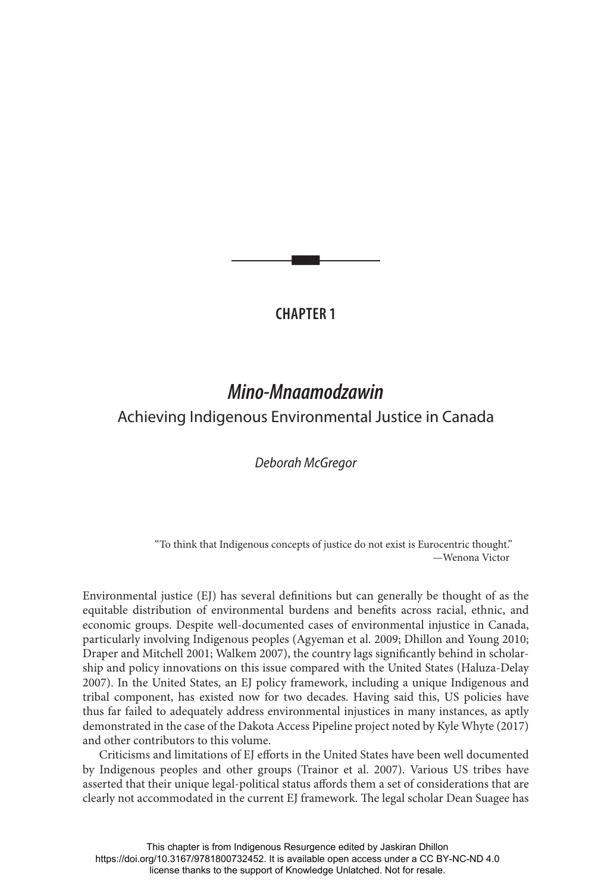CHAPTER 1

# *Mino-Mnaamodzawin*

## Achieving Indigenous Environmental Justice in Canada

*Deborah McGregor*

> "To think that Indigenous concepts of justice do not exist is Eurocentric thought."
> —Wenona Victor

Environmental justice (EJ) has several definitions but can generally be thought of as the equitable distribution of environmental burdens and benefits across racial, ethnic, and economic groups. Despite well-documented cases of environmental injustice in Canada, particularly involving Indigenous peoples (Agyeman et al. 2009; Dhillon and Young 2010; Draper and Mitchell 2001; Walkem 2007), the country lags significantly behind in scholarship and policy innovations on this issue compared with the United States (Haluza-Delay 2007). In the United States, an EJ policy framework, including a unique Indigenous and tribal component, has existed now for two decades. Having said this, US policies have thus far failed to adequately address environmental injustices in many instances, as aptly demonstrated in the case of the Dakota Access Pipeline project noted by Kyle Whyte (2017) and other contributors to this volume.

Criticisms and limitations of EJ efforts in the United States have been well documented by Indigenous peoples and other groups (Trainor et al. 2007). Various US tribes have asserted that their unique legal-political status affords them a set of considerations that are clearly not accommodated in the current EJ framework. The legal scholar Dean Suagee has

This chapter is from Indigenous Resurgence edited by Jaskiran Dhillon
https://doi.org/10.3167/9781800732452. It is available open access under a CC BY-NC-ND 4.0 license thanks to the support of Knowledge Unlatched. Not for resale.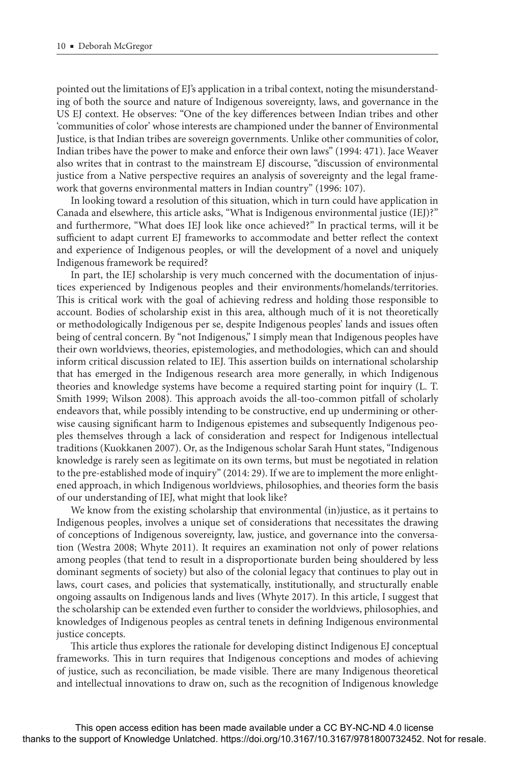pointed out the limitations of EJ's application in a tribal context, noting the misunderstanding of both the source and nature of Indigenous sovereignty, laws, and governance in the US EJ context. He observes: "One of the key differences between Indian tribes and other 'communities of color' whose interests are championed under the banner of Environmental Justice, is that Indian tribes are sovereign governments. Unlike other communities of color, Indian tribes have the power to make and enforce their own laws" (1994: 471). Jace Weaver also writes that in contrast to the mainstream EJ discourse, "discussion of environmental justice from a Native perspective requires an analysis of sovereignty and the legal framework that governs environmental matters in Indian country" (1996: 107).

In looking toward a resolution of this situation, which in turn could have application in Canada and elsewhere, this article asks, "What is Indigenous environmental justice (IEJ)?" and furthermore, "What does IEJ look like once achieved?" In practical terms, will it be sufficient to adapt current EJ frameworks to accommodate and better reflect the context and experience of Indigenous peoples, or will the development of a novel and uniquely Indigenous framework be required?

In part, the IEJ scholarship is very much concerned with the documentation of injustices experienced by Indigenous peoples and their environments/homelands/territories. This is critical work with the goal of achieving redress and holding those responsible to account. Bodies of scholarship exist in this area, although much of it is not theoretically or methodologically Indigenous per se, despite Indigenous peoples' lands and issues often being of central concern. By "not Indigenous," I simply mean that Indigenous peoples have their own worldviews, theories, epistemologies, and methodologies, which can and should inform critical discussion related to IEJ. This assertion builds on international scholarship that has emerged in the Indigenous research area more generally, in which Indigenous theories and knowledge systems have become a required starting point for inquiry (L. T. Smith 1999; Wilson 2008). This approach avoids the all-too-common pitfall of scholarly endeavors that, while possibly intending to be constructive, end up undermining or otherwise causing significant harm to Indigenous epistemes and subsequently Indigenous peoples themselves through a lack of consideration and respect for Indigenous intellectual traditions (Kuokkanen 2007). Or, as the Indigenous scholar Sarah Hunt states, "Indigenous knowledge is rarely seen as legitimate on its own terms, but must be negotiated in relation to the pre-established mode of inquiry" (2014: 29). If we are to implement the more enlightened approach, in which Indigenous worldviews, philosophies, and theories form the basis of our understanding of IEJ, what might that look like?

We know from the existing scholarship that environmental (in)justice, as it pertains to Indigenous peoples, involves a unique set of considerations that necessitates the drawing of conceptions of Indigenous sovereignty, law, justice, and governance into the conversation (Westra 2008; Whyte 2011). It requires an examination not only of power relations among peoples (that tend to result in a disproportionate burden being shouldered by less dominant segments of society) but also of the colonial legacy that continues to play out in laws, court cases, and policies that systematically, institutionally, and structurally enable ongoing assaults on Indigenous lands and lives (Whyte 2017). In this article, I suggest that the scholarship can be extended even further to consider the worldviews, philosophies, and knowledges of Indigenous peoples as central tenets in defining Indigenous environmental justice concepts.

This article thus explores the rationale for developing distinct Indigenous EJ conceptual frameworks. This in turn requires that Indigenous conceptions and modes of achieving of justice, such as reconciliation, be made visible. There are many Indigenous theoretical and intellectual innovations to draw on, such as the recognition of Indigenous knowledge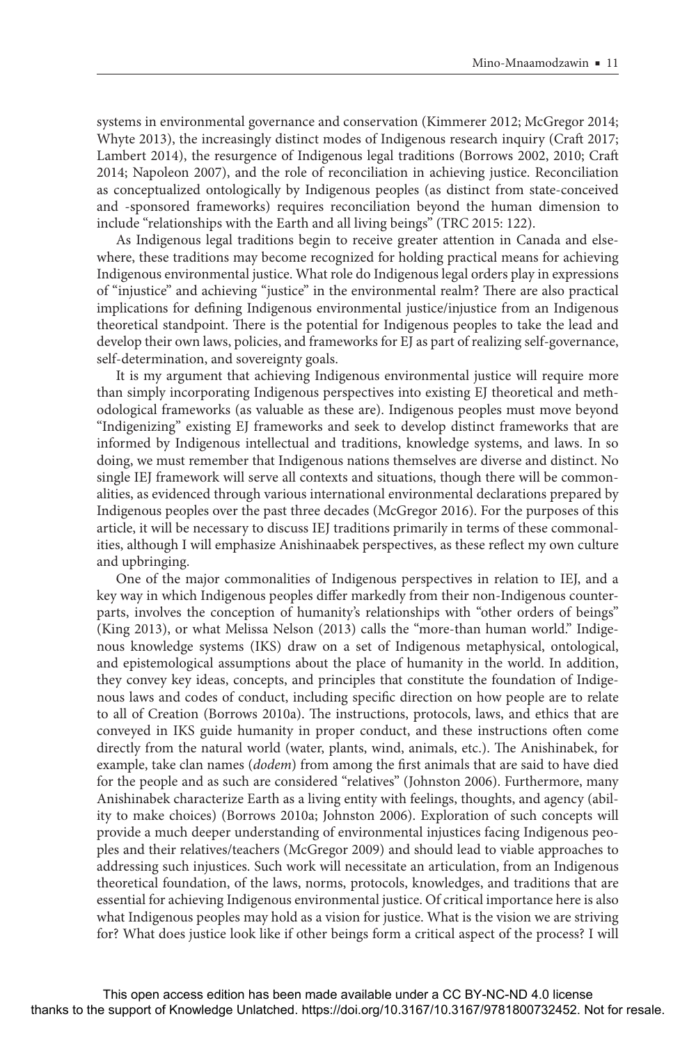systems in environmental governance and conservation (Kimmerer 2012; McGregor 2014; Whyte 2013), the increasingly distinct modes of Indigenous research inquiry (Craft 2017; Lambert 2014), the resurgence of Indigenous legal traditions (Borrows 2002, 2010; Craft 2014; Napoleon 2007), and the role of reconciliation in achieving justice. Reconciliation as conceptualized ontologically by Indigenous peoples (as distinct from state-conceived and -sponsored frameworks) requires reconciliation beyond the human dimension to include "relationships with the Earth and all living beings" (TRC 2015: 122).

As Indigenous legal traditions begin to receive greater attention in Canada and elsewhere, these traditions may become recognized for holding practical means for achieving Indigenous environmental justice. What role do Indigenous legal orders play in expressions of "injustice" and achieving "justice" in the environmental realm? There are also practical implications for defining Indigenous environmental justice/injustice from an Indigenous theoretical standpoint. There is the potential for Indigenous peoples to take the lead and develop their own laws, policies, and frameworks for EJ as part of realizing self-governance, self-determination, and sovereignty goals.

It is my argument that achieving Indigenous environmental justice will require more than simply incorporating Indigenous perspectives into existing EJ theoretical and methodological frameworks (as valuable as these are). Indigenous peoples must move beyond "Indigenizing" existing EJ frameworks and seek to develop distinct frameworks that are informed by Indigenous intellectual and traditions, knowledge systems, and laws. In so doing, we must remember that Indigenous nations themselves are diverse and distinct. No single IEJ framework will serve all contexts and situations, though there will be commonalities, as evidenced through various international environmental declarations prepared by Indigenous peoples over the past three decades (McGregor 2016). For the purposes of this article, it will be necessary to discuss IEJ traditions primarily in terms of these commonalities, although I will emphasize Anishinaabek perspectives, as these reflect my own culture and upbringing.

One of the major commonalities of Indigenous perspectives in relation to IEJ, and a key way in which Indigenous peoples differ markedly from their non-Indigenous counterparts, involves the conception of humanity's relationships with "other orders of beings" (King 2013), or what Melissa Nelson (2013) calls the "more-than human world." Indigenous knowledge systems (IKS) draw on a set of Indigenous metaphysical, ontological, and epistemological assumptions about the place of humanity in the world. In addition, they convey key ideas, concepts, and principles that constitute the foundation of Indigenous laws and codes of conduct, including specific direction on how people are to relate to all of Creation (Borrows 2010a). The instructions, protocols, laws, and ethics that are conveyed in IKS guide humanity in proper conduct, and these instructions often come directly from the natural world (water, plants, wind, animals, etc.). The Anishinabek, for example, take clan names (*dodem*) from among the first animals that are said to have died for the people and as such are considered "relatives" (Johnston 2006). Furthermore, many Anishinabek characterize Earth as a living entity with feelings, thoughts, and agency (ability to make choices) (Borrows 2010a; Johnston 2006). Exploration of such concepts will provide a much deeper understanding of environmental injustices facing Indigenous peoples and their relatives/teachers (McGregor 2009) and should lead to viable approaches to addressing such injustices. Such work will necessitate an articulation, from an Indigenous theoretical foundation, of the laws, norms, protocols, knowledges, and traditions that are essential for achieving Indigenous environmental justice. Of critical importance here is also what Indigenous peoples may hold as a vision for justice. What is the vision we are striving for? What does justice look like if other beings form a critical aspect of the process? I will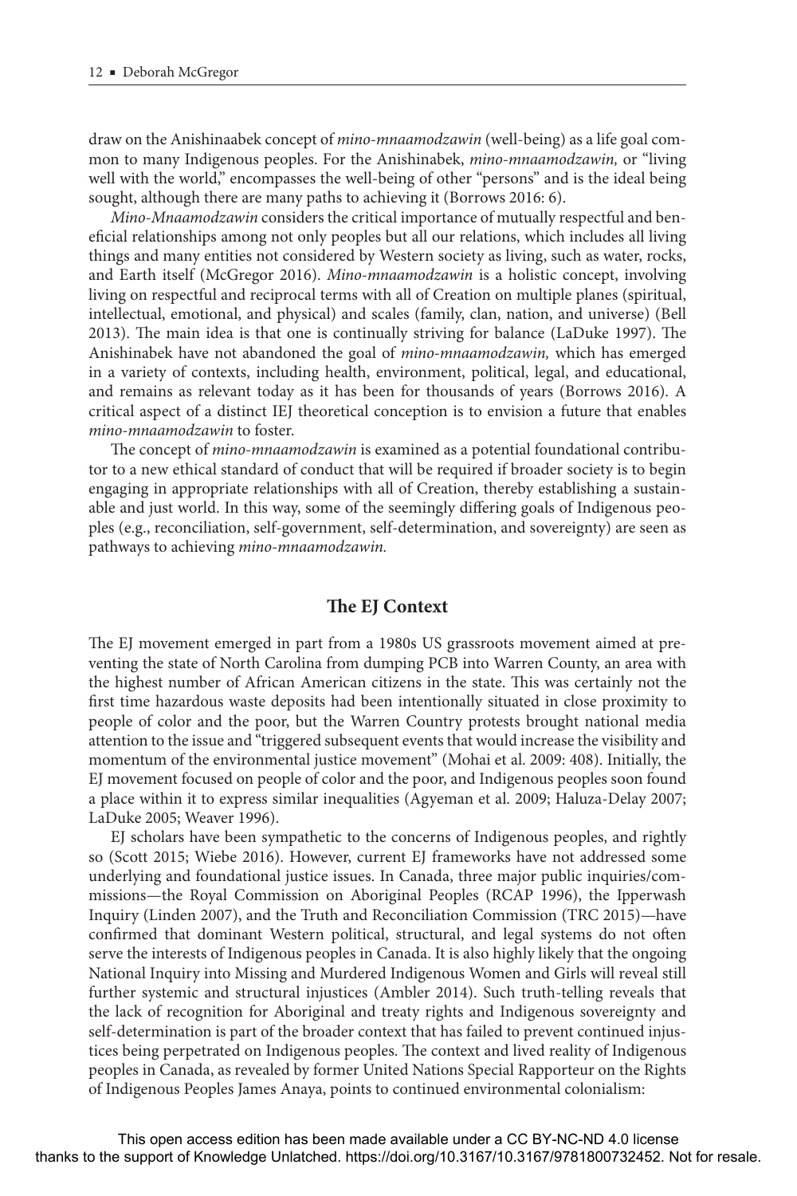draw on the Anishinaabek concept of *mino-mnaamodzawin* (well-being) as a life goal common to many Indigenous peoples. For the Anishinabek, *mino-mnaamodzawin,* or "living well with the world," encompasses the well-being of other "persons" and is the ideal being sought, although there are many paths to achieving it (Borrows 2016: 6).

*Mino-Mnaamodzawin* considers the critical importance of mutually respectful and beneficial relationships among not only peoples but all our relations, which includes all living things and many entities not considered by Western society as living, such as water, rocks, and Earth itself (McGregor 2016). *Mino-mnaamodzawin* is a holistic concept, involving living on respectful and reciprocal terms with all of Creation on multiple planes (spiritual, intellectual, emotional, and physical) and scales (family, clan, nation, and universe) (Bell 2013). The main idea is that one is continually striving for balance (LaDuke 1997). The Anishinabek have not abandoned the goal of *mino-mnaamodzawin,* which has emerged in a variety of contexts, including health, environment, political, legal, and educational, and remains as relevant today as it has been for thousands of years (Borrows 2016). A critical aspect of a distinct IEJ theoretical conception is to envision a future that enables *mino-mnaamodzawin* to foster.

The concept of *mino-mnaamodzawin* is examined as a potential foundational contributor to a new ethical standard of conduct that will be required if broader society is to begin engaging in appropriate relationships with all of Creation, thereby establishing a sustainable and just world. In this way, some of the seemingly differing goals of Indigenous peoples (e.g., reconciliation, self-government, self-determination, and sovereignty) are seen as pathways to achieving *mino-mnaamodzawin.*

## The EJ Context

The EJ movement emerged in part from a 1980s US grassroots movement aimed at preventing the state of North Carolina from dumping PCB into Warren County, an area with the highest number of African American citizens in the state. This was certainly not the first time hazardous waste deposits had been intentionally situated in close proximity to people of color and the poor, but the Warren Country protests brought national media attention to the issue and "triggered subsequent events that would increase the visibility and momentum of the environmental justice movement" (Mohai et al. 2009: 408). Initially, the EJ movement focused on people of color and the poor, and Indigenous peoples soon found a place within it to express similar inequalities (Agyeman et al. 2009; Haluza-Delay 2007; LaDuke 2005; Weaver 1996).

EJ scholars have been sympathetic to the concerns of Indigenous peoples, and rightly so (Scott 2015; Wiebe 2016). However, current EJ frameworks have not addressed some underlying and foundational justice issues. In Canada, three major public inquiries/commissions—the Royal Commission on Aboriginal Peoples (RCAP 1996), the Ipperwash Inquiry (Linden 2007), and the Truth and Reconciliation Commission (TRC 2015)—have confirmed that dominant Western political, structural, and legal systems do not often serve the interests of Indigenous peoples in Canada. It is also highly likely that the ongoing National Inquiry into Missing and Murdered Indigenous Women and Girls will reveal still further systemic and structural injustices (Ambler 2014). Such truth-telling reveals that the lack of recognition for Aboriginal and treaty rights and Indigenous sovereignty and self-determination is part of the broader context that has failed to prevent continued injustices being perpetrated on Indigenous peoples. The context and lived reality of Indigenous peoples in Canada, as revealed by former United Nations Special Rapporteur on the Rights of Indigenous Peoples James Anaya, points to continued environmental colonialism: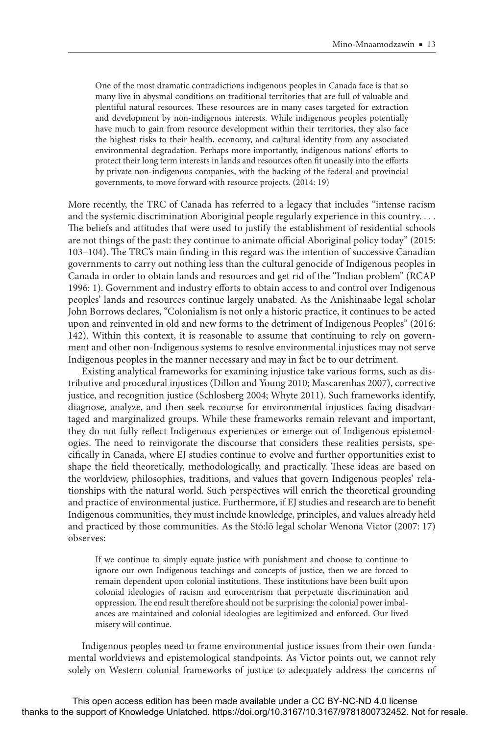> One of the most dramatic contradictions indigenous peoples in Canada face is that so many live in abysmal conditions on traditional territories that are full of valuable and plentiful natural resources. These resources are in many cases targeted for extraction and development by non-indigenous interests. While indigenous peoples potentially have much to gain from resource development within their territories, they also face the highest risks to their health, economy, and cultural identity from any associated environmental degradation. Perhaps more importantly, indigenous nations' efforts to protect their long term interests in lands and resources often fit uneasily into the efforts by private non-indigenous companies, with the backing of the federal and provincial governments, to move forward with resource projects. (2014: 19)

More recently, the TRC of Canada has referred to a legacy that includes "intense racism and the systemic discrimination Aboriginal people regularly experience in this country. . . . The beliefs and attitudes that were used to justify the establishment of residential schools are not things of the past: they continue to animate official Aboriginal policy today" (2015: 103–104). The TRC's main finding in this regard was the intention of successive Canadian governments to carry out nothing less than the cultural genocide of Indigenous peoples in Canada in order to obtain lands and resources and get rid of the "Indian problem" (RCAP 1996: 1). Government and industry efforts to obtain access to and control over Indigenous peoples' lands and resources continue largely unabated. As the Anishinaabe legal scholar John Borrows declares, "Colonialism is not only a historic practice, it continues to be acted upon and reinvented in old and new forms to the detriment of Indigenous Peoples" (2016: 142). Within this context, it is reasonable to assume that continuing to rely on government and other non-Indigenous systems to resolve environmental injustices may not serve Indigenous peoples in the manner necessary and may in fact be to our detriment.

Existing analytical frameworks for examining injustice take various forms, such as distributive and procedural injustices (Dillon and Young 2010; Mascarenhas 2007), corrective justice, and recognition justice (Schlosberg 2004; Whyte 2011). Such frameworks identify, diagnose, analyze, and then seek recourse for environmental injustices facing disadvantaged and marginalized groups. While these frameworks remain relevant and important, they do not fully reflect Indigenous experiences or emerge out of Indigenous epistemologies. The need to reinvigorate the discourse that considers these realities persists, specifically in Canada, where EJ studies continue to evolve and further opportunities exist to shape the field theoretically, methodologically, and practically. These ideas are based on the worldview, philosophies, traditions, and values that govern Indigenous peoples' relationships with the natural world. Such perspectives will enrich the theoretical grounding and practice of environmental justice. Furthermore, if EJ studies and research are to benefit Indigenous communities, they must include knowledge, principles, and values already held and practiced by those communities. As the Stó:lō legal scholar Wenona Victor (2007: 17) observes:

> If we continue to simply equate justice with punishment and choose to continue to ignore our own Indigenous teachings and concepts of justice, then we are forced to remain dependent upon colonial institutions. These institutions have been built upon colonial ideologies of racism and eurocentrism that perpetuate discrimination and oppression. The end result therefore should not be surprising: the colonial power imbalances are maintained and colonial ideologies are legitimized and enforced. Our lived misery will continue.

Indigenous peoples need to frame environmental justice issues from their own fundamental worldviews and epistemological standpoints. As Victor points out, we cannot rely solely on Western colonial frameworks of justice to adequately address the concerns of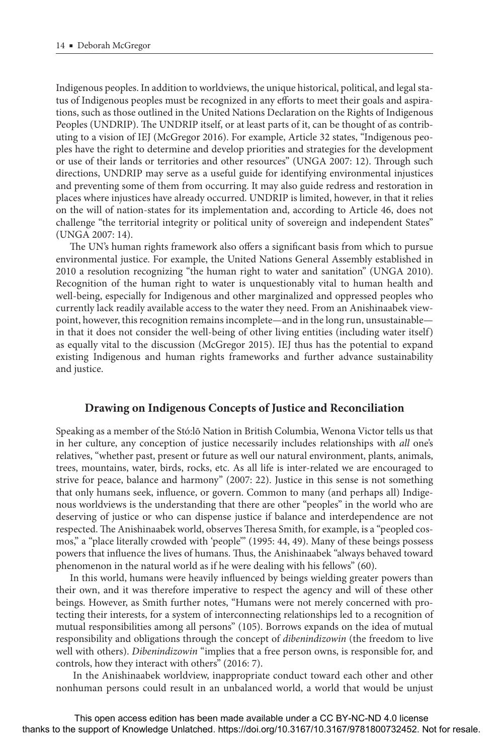Indigenous peoples. In addition to worldviews, the unique historical, political, and legal status of Indigenous peoples must be recognized in any efforts to meet their goals and aspirations, such as those outlined in the United Nations Declaration on the Rights of Indigenous Peoples (UNDRIP). The UNDRIP itself, or at least parts of it, can be thought of as contributing to a vision of IEJ (McGregor 2016). For example, Article 32 states, "Indigenous peoples have the right to determine and develop priorities and strategies for the development or use of their lands or territories and other resources" (UNGA 2007: 12). Through such directions, UNDRIP may serve as a useful guide for identifying environmental injustices and preventing some of them from occurring. It may also guide redress and restoration in places where injustices have already occurred. UNDRIP is limited, however, in that it relies on the will of nation-states for its implementation and, according to Article 46, does not challenge "the territorial integrity or political unity of sovereign and independent States" (UNGA 2007: 14).

The UN's human rights framework also offers a significant basis from which to pursue environmental justice. For example, the United Nations General Assembly established in 2010 a resolution recognizing "the human right to water and sanitation" (UNGA 2010). Recognition of the human right to water is unquestionably vital to human health and well-being, especially for Indigenous and other marginalized and oppressed peoples who currently lack readily available access to the water they need. From an Anishinaabek viewpoint, however, this recognition remains incomplete—and in the long run, unsustainable—in that it does not consider the well-being of other living entities (including water itself) as equally vital to the discussion (McGregor 2015). IEJ thus has the potential to expand existing Indigenous and human rights frameworks and further advance sustainability and justice.

## Drawing on Indigenous Concepts of Justice and Reconciliation

Speaking as a member of the Stó:lō Nation in British Columbia, Wenona Victor tells us that in her culture, any conception of justice necessarily includes relationships with *all* one's relatives, "whether past, present or future as well our natural environment, plants, animals, trees, mountains, water, birds, rocks, etc. As all life is inter-related we are encouraged to strive for peace, balance and harmony" (2007: 22). Justice in this sense is not something that only humans seek, influence, or govern. Common to many (and perhaps all) Indigenous worldviews is the understanding that there are other "peoples" in the world who are deserving of justice or who can dispense justice if balance and interdependence are not respected. The Anishinaabek world, observes Theresa Smith, for example, is a "peopled cosmos," a "place literally crowded with 'people'" (1995: 44, 49). Many of these beings possess powers that influence the lives of humans. Thus, the Anishinaabek "always behaved toward phenomenon in the natural world as if he were dealing with his fellows" (60).

In this world, humans were heavily influenced by beings wielding greater powers than their own, and it was therefore imperative to respect the agency and will of these other beings. However, as Smith further notes, "Humans were not merely concerned with protecting their interests, for a system of interconnecting relationships led to a recognition of mutual responsibilities among all persons" (105). Borrows expands on the idea of mutual responsibility and obligations through the concept of *dibenindizowin* (the freedom to live well with others). *Dibenindizowin* "implies that a free person owns, is responsible for, and controls, how they interact with others" (2016: 7).

In the Anishinaabek worldview, inappropriate conduct toward each other and other nonhuman persons could result in an unbalanced world, a world that would be unjust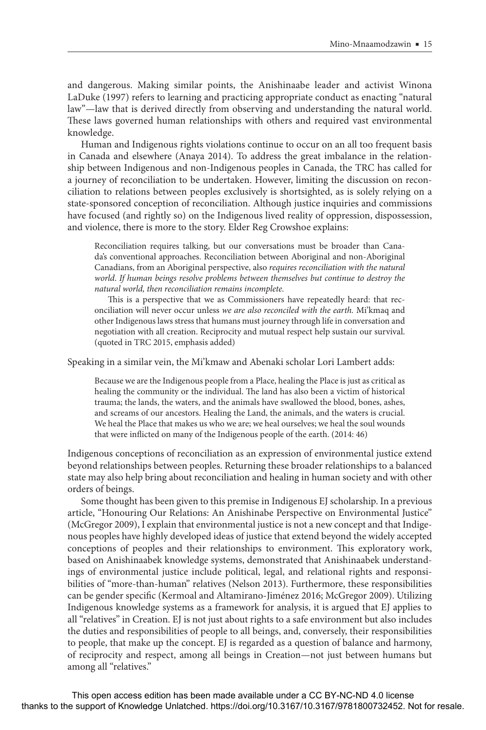and dangerous. Making similar points, the Anishinaabe leader and activist Winona LaDuke (1997) refers to learning and practicing appropriate conduct as enacting "natural law"—law that is derived directly from observing and understanding the natural world. These laws governed human relationships with others and required vast environmental knowledge.

Human and Indigenous rights violations continue to occur on an all too frequent basis in Canada and elsewhere (Anaya 2014). To address the great imbalance in the relationship between Indigenous and non-Indigenous peoples in Canada, the TRC has called for a journey of reconciliation to be undertaken. However, limiting the discussion on reconciliation to relations between peoples exclusively is shortsighted, as is solely relying on a state-sponsored conception of reconciliation. Although justice inquiries and commissions have focused (and rightly so) on the Indigenous lived reality of oppression, dispossession, and violence, there is more to the story. Elder Reg Crowshoe explains:

> Reconciliation requires talking, but our conversations must be broader than Canada's conventional approaches. Reconciliation between Aboriginal and non-Aboriginal Canadians, from an Aboriginal perspective, also *requires reconciliation with the natural world. If human beings resolve problems between themselves but continue to destroy the natural world, then reconciliation remains incomplete.*
>
> This is a perspective that we as Commissioners have repeatedly heard: that reconciliation will never occur unless *we are also reconciled with the earth.* Mi'kmaq and other Indigenous laws stress that humans must journey through life in conversation and negotiation with all creation. Reciprocity and mutual respect help sustain our survival. (quoted in TRC 2015, emphasis added)

Speaking in a similar vein, the Mi'kmaw and Abenaki scholar Lori Lambert adds:

> Because we are the Indigenous people from a Place, healing the Place is just as critical as healing the community or the individual. The land has also been a victim of historical trauma; the lands, the waters, and the animals have swallowed the blood, bones, ashes, and screams of our ancestors. Healing the Land, the animals, and the waters is crucial. We heal the Place that makes us who we are; we heal ourselves; we heal the soul wounds that were inflicted on many of the Indigenous people of the earth. (2014: 46)

Indigenous conceptions of reconciliation as an expression of environmental justice extend beyond relationships between peoples. Returning these broader relationships to a balanced state may also help bring about reconciliation and healing in human society and with other orders of beings.

Some thought has been given to this premise in Indigenous EJ scholarship. In a previous article, "Honouring Our Relations: An Anishinabe Perspective on Environmental Justice" (McGregor 2009), I explain that environmental justice is not a new concept and that Indigenous peoples have highly developed ideas of justice that extend beyond the widely accepted conceptions of peoples and their relationships to environment. This exploratory work, based on Anishinaabek knowledge systems, demonstrated that Anishinaabek understandings of environmental justice include political, legal, and relational rights and responsibilities of "more-than-human" relatives (Nelson 2013). Furthermore, these responsibilities can be gender specific (Kermoal and Altamirano-Jiménez 2016; McGregor 2009). Utilizing Indigenous knowledge systems as a framework for analysis, it is argued that EJ applies to all "relatives" in Creation. EJ is not just about rights to a safe environment but also includes the duties and responsibilities of people to all beings, and, conversely, their responsibilities to people, that make up the concept. EJ is regarded as a question of balance and harmony, of reciprocity and respect, among all beings in Creation—not just between humans but among all "relatives."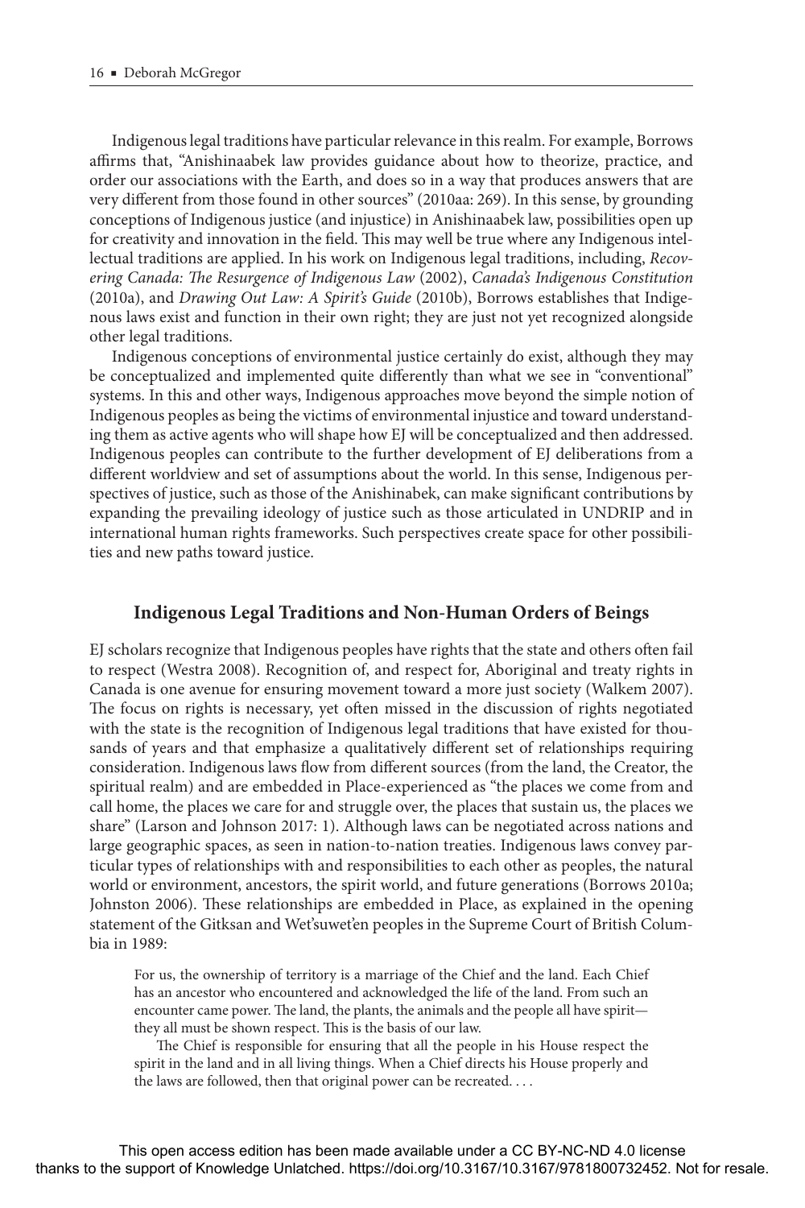Indigenous legal traditions have particular relevance in this realm. For example, Borrows affirms that, "Anishinaabek law provides guidance about how to theorize, practice, and order our associations with the Earth, and does so in a way that produces answers that are very different from those found in other sources" (2010aa: 269). In this sense, by grounding conceptions of Indigenous justice (and injustice) in Anishinaabek law, possibilities open up for creativity and innovation in the field. This may well be true where any Indigenous intellectual traditions are applied. In his work on Indigenous legal traditions, including, *Recovering Canada: The Resurgence of Indigenous Law* (2002), *Canada's Indigenous Constitution* (2010a), and *Drawing Out Law: A Spirit's Guide* (2010b), Borrows establishes that Indigenous laws exist and function in their own right; they are just not yet recognized alongside other legal traditions.

Indigenous conceptions of environmental justice certainly do exist, although they may be conceptualized and implemented quite differently than what we see in "conventional" systems. In this and other ways, Indigenous approaches move beyond the simple notion of Indigenous peoples as being the victims of environmental injustice and toward understanding them as active agents who will shape how EJ will be conceptualized and then addressed. Indigenous peoples can contribute to the further development of EJ deliberations from a different worldview and set of assumptions about the world. In this sense, Indigenous perspectives of justice, such as those of the Anishinabek, can make significant contributions by expanding the prevailing ideology of justice such as those articulated in UNDRIP and in international human rights frameworks. Such perspectives create space for other possibilities and new paths toward justice.

## Indigenous Legal Traditions and Non-Human Orders of Beings

EJ scholars recognize that Indigenous peoples have rights that the state and others often fail to respect (Westra 2008). Recognition of, and respect for, Aboriginal and treaty rights in Canada is one avenue for ensuring movement toward a more just society (Walkem 2007). The focus on rights is necessary, yet often missed in the discussion of rights negotiated with the state is the recognition of Indigenous legal traditions that have existed for thousands of years and that emphasize a qualitatively different set of relationships requiring consideration. Indigenous laws flow from different sources (from the land, the Creator, the spiritual realm) and are embedded in Place-experienced as "the places we come from and call home, the places we care for and struggle over, the places that sustain us, the places we share" (Larson and Johnson 2017: 1). Although laws can be negotiated across nations and large geographic spaces, as seen in nation-to-nation treaties. Indigenous laws convey particular types of relationships with and responsibilities to each other as peoples, the natural world or environment, ancestors, the spirit world, and future generations (Borrows 2010a; Johnston 2006). These relationships are embedded in Place, as explained in the opening statement of the Gitksan and Wet'suwet'en peoples in the Supreme Court of British Columbia in 1989:

> For us, the ownership of territory is a marriage of the Chief and the land. Each Chief has an ancestor who encountered and acknowledged the life of the land. From such an encounter came power. The land, the plants, the animals and the people all have spirit—they all must be shown respect. This is the basis of our law.
>
> The Chief is responsible for ensuring that all the people in his House respect the spirit in the land and in all living things. When a Chief directs his House properly and the laws are followed, then that original power can be recreated. . . .

This open access edition has been made available under a CC BY-NC-ND 4.0 license thanks to the support of Knowledge Unlatched. https://doi.org/10.3167/10.3167/9781800732452. Not for resale.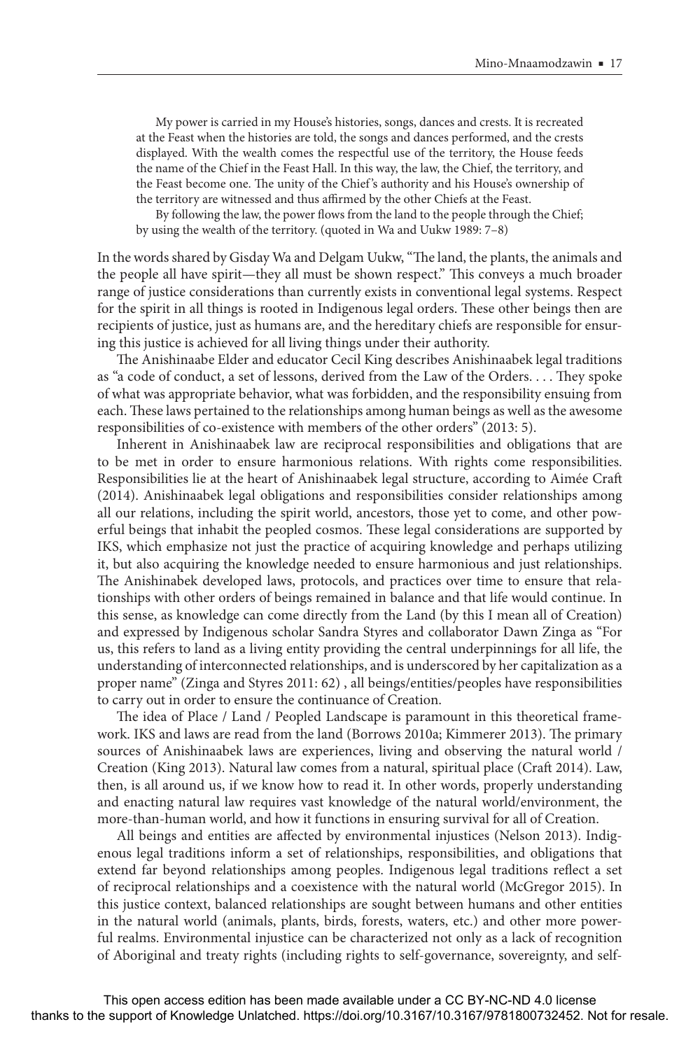> My power is carried in my House's histories, songs, dances and crests. It is recreated at the Feast when the histories are told, the songs and dances performed, and the crests displayed. With the wealth comes the respectful use of the territory, the House feeds the name of the Chief in the Feast Hall. In this way, the law, the Chief, the territory, and the Feast become one. The unity of the Chief's authority and his House's ownership of the territory are witnessed and thus affirmed by the other Chiefs at the Feast.
>
> By following the law, the power flows from the land to the people through the Chief; by using the wealth of the territory. (quoted in Wa and Uukw 1989: 7–8)

In the words shared by Gisday Wa and Delgam Uukw, "The land, the plants, the animals and the people all have spirit—they all must be shown respect." This conveys a much broader range of justice considerations than currently exists in conventional legal systems. Respect for the spirit in all things is rooted in Indigenous legal orders. These other beings then are recipients of justice, just as humans are, and the hereditary chiefs are responsible for ensuring this justice is achieved for all living things under their authority.

The Anishinaabe Elder and educator Cecil King describes Anishinaabek legal traditions as "a code of conduct, a set of lessons, derived from the Law of the Orders. . . . They spoke of what was appropriate behavior, what was forbidden, and the responsibility ensuing from each. These laws pertained to the relationships among human beings as well as the awesome responsibilities of co-existence with members of the other orders" (2013: 5).

Inherent in Anishinaabek law are reciprocal responsibilities and obligations that are to be met in order to ensure harmonious relations. With rights come responsibilities. Responsibilities lie at the heart of Anishinaabek legal structure, according to Aimée Craft (2014). Anishinaabek legal obligations and responsibilities consider relationships among all our relations, including the spirit world, ancestors, those yet to come, and other powerful beings that inhabit the peopled cosmos. These legal considerations are supported by IKS, which emphasize not just the practice of acquiring knowledge and perhaps utilizing it, but also acquiring the knowledge needed to ensure harmonious and just relationships. The Anishinabek developed laws, protocols, and practices over time to ensure that relationships with other orders of beings remained in balance and that life would continue. In this sense, as knowledge can come directly from the Land (by this I mean all of Creation) and expressed by Indigenous scholar Sandra Styres and collaborator Dawn Zinga as "For us, this refers to land as a living entity providing the central underpinnings for all life, the understanding of interconnected relationships, and is underscored by her capitalization as a proper name" (Zinga and Styres 2011: 62) , all beings/entities/peoples have responsibilities to carry out in order to ensure the continuance of Creation.

The idea of Place / Land / Peopled Landscape is paramount in this theoretical framework. IKS and laws are read from the land (Borrows 2010a; Kimmerer 2013). The primary sources of Anishinaabek laws are experiences, living and observing the natural world / Creation (King 2013). Natural law comes from a natural, spiritual place (Craft 2014). Law, then, is all around us, if we know how to read it. In other words, properly understanding and enacting natural law requires vast knowledge of the natural world/environment, the more-than-human world, and how it functions in ensuring survival for all of Creation.

All beings and entities are affected by environmental injustices (Nelson 2013). Indigenous legal traditions inform a set of relationships, responsibilities, and obligations that extend far beyond relationships among peoples. Indigenous legal traditions reflect a set of reciprocal relationships and a coexistence with the natural world (McGregor 2015). In this justice context, balanced relationships are sought between humans and other entities in the natural world (animals, plants, birds, forests, waters, etc.) and other more powerful realms. Environmental injustice can be characterized not only as a lack of recognition of Aboriginal and treaty rights (including rights to self-governance, sovereignty, and self-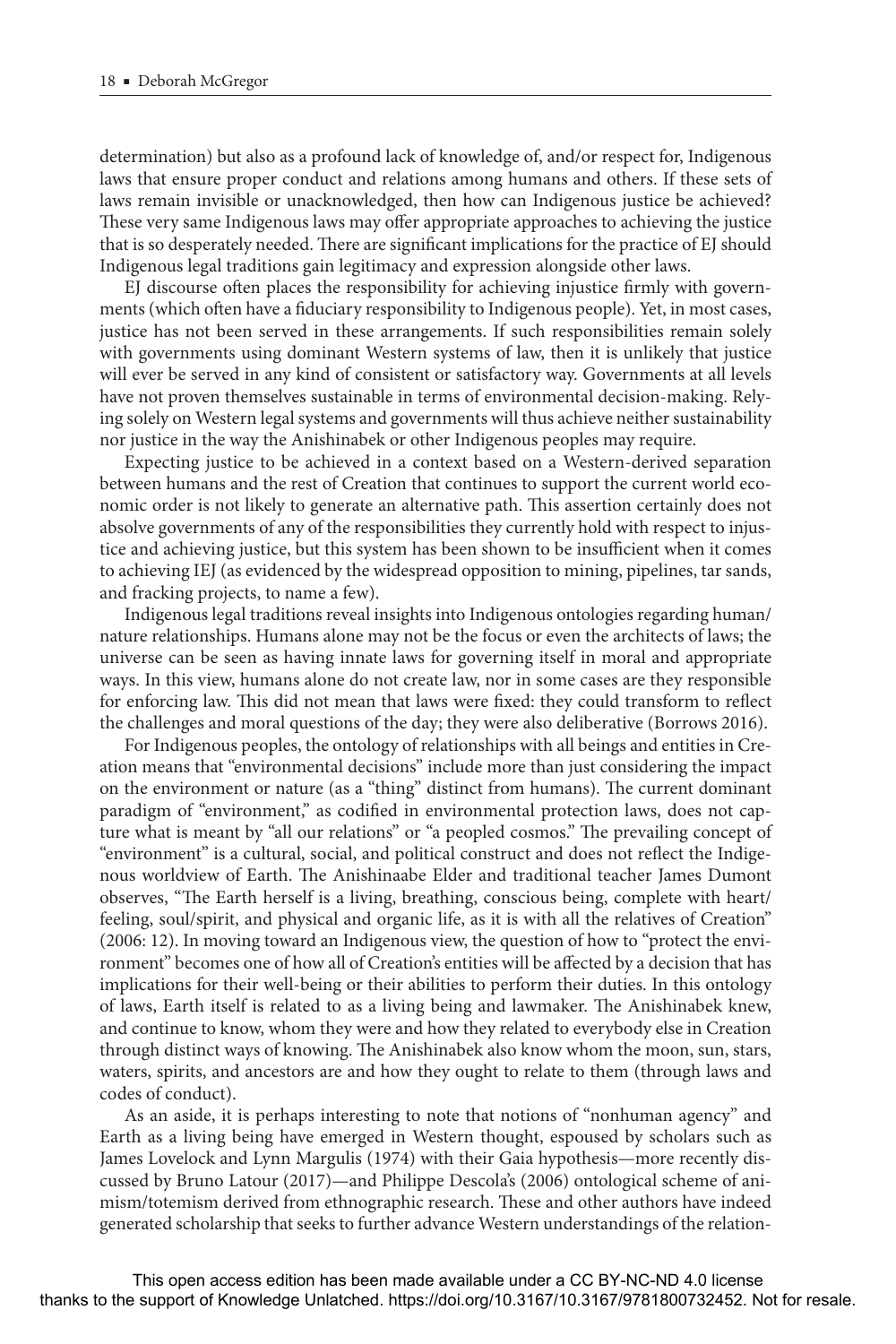determination) but also as a profound lack of knowledge of, and/or respect for, Indigenous laws that ensure proper conduct and relations among humans and others. If these sets of laws remain invisible or unacknowledged, then how can Indigenous justice be achieved? These very same Indigenous laws may offer appropriate approaches to achieving the justice that is so desperately needed. There are significant implications for the practice of EJ should Indigenous legal traditions gain legitimacy and expression alongside other laws.

EJ discourse often places the responsibility for achieving injustice firmly with governments (which often have a fiduciary responsibility to Indigenous people). Yet, in most cases, justice has not been served in these arrangements. If such responsibilities remain solely with governments using dominant Western systems of law, then it is unlikely that justice will ever be served in any kind of consistent or satisfactory way. Governments at all levels have not proven themselves sustainable in terms of environmental decision-making. Relying solely on Western legal systems and governments will thus achieve neither sustainability nor justice in the way the Anishinabek or other Indigenous peoples may require.

Expecting justice to be achieved in a context based on a Western-derived separation between humans and the rest of Creation that continues to support the current world economic order is not likely to generate an alternative path. This assertion certainly does not absolve governments of any of the responsibilities they currently hold with respect to injustice and achieving justice, but this system has been shown to be insufficient when it comes to achieving IEJ (as evidenced by the widespread opposition to mining, pipelines, tar sands, and fracking projects, to name a few).

Indigenous legal traditions reveal insights into Indigenous ontologies regarding human/nature relationships. Humans alone may not be the focus or even the architects of laws; the universe can be seen as having innate laws for governing itself in moral and appropriate ways. In this view, humans alone do not create law, nor in some cases are they responsible for enforcing law. This did not mean that laws were fixed: they could transform to reflect the challenges and moral questions of the day; they were also deliberative (Borrows 2016).

For Indigenous peoples, the ontology of relationships with all beings and entities in Creation means that "environmental decisions" include more than just considering the impact on the environment or nature (as a "thing" distinct from humans). The current dominant paradigm of "environment," as codified in environmental protection laws, does not capture what is meant by "all our relations" or "a peopled cosmos." The prevailing concept of "environment" is a cultural, social, and political construct and does not reflect the Indigenous worldview of Earth. The Anishinaabe Elder and traditional teacher James Dumont observes, "The Earth herself is a living, breathing, conscious being, complete with heart/feeling, soul/spirit, and physical and organic life, as it is with all the relatives of Creation" (2006: 12). In moving toward an Indigenous view, the question of how to "protect the environment" becomes one of how all of Creation's entities will be affected by a decision that has implications for their well-being or their abilities to perform their duties. In this ontology of laws, Earth itself is related to as a living being and lawmaker. The Anishinabek knew, and continue to know, whom they were and how they related to everybody else in Creation through distinct ways of knowing. The Anishinabek also know whom the moon, sun, stars, waters, spirits, and ancestors are and how they ought to relate to them (through laws and codes of conduct).

As an aside, it is perhaps interesting to note that notions of "nonhuman agency" and Earth as a living being have emerged in Western thought, espoused by scholars such as James Lovelock and Lynn Margulis (1974) with their Gaia hypothesis—more recently discussed by Bruno Latour (2017)—and Philippe Descola's (2006) ontological scheme of animism/totemism derived from ethnographic research. These and other authors have indeed generated scholarship that seeks to further advance Western understandings of the relation-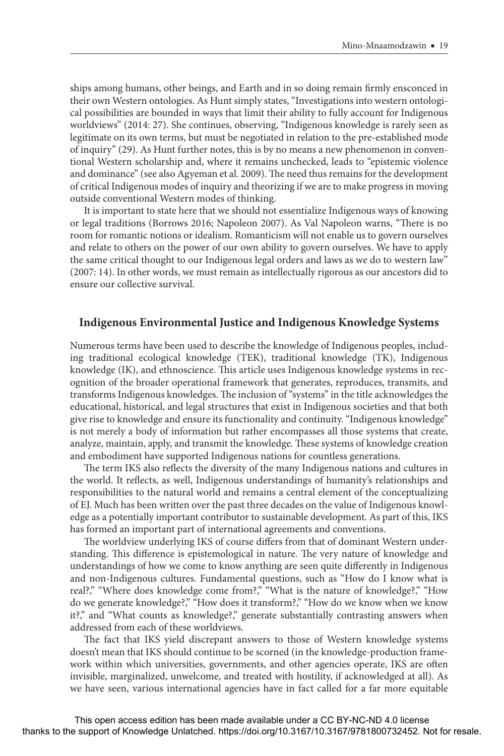ships among humans, other beings, and Earth and in so doing remain firmly ensconced in their own Western ontologies. As Hunt simply states, "Investigations into western ontological possibilities are bounded in ways that limit their ability to fully account for Indigenous worldviews" (2014: 27). She continues, observing, "Indigenous knowledge is rarely seen as legitimate on its own terms, but must be negotiated in relation to the pre-established mode of inquiry" (29). As Hunt further notes, this is by no means a new phenomenon in conventional Western scholarship and, where it remains unchecked, leads to "epistemic violence and dominance" (see also Agyeman et al. 2009). The need thus remains for the development of critical Indigenous modes of inquiry and theorizing if we are to make progress in moving outside conventional Western modes of thinking.

It is important to state here that we should not essentialize Indigenous ways of knowing or legal traditions (Borrows 2016; Napoleon 2007). As Val Napoleon warns, "There is no room for romantic notions or idealism. Romanticism will not enable us to govern ourselves and relate to others on the power of our own ability to govern ourselves. We have to apply the same critical thought to our Indigenous legal orders and laws as we do to western law" (2007: 14). In other words, we must remain as intellectually rigorous as our ancestors did to ensure our collective survival.

## Indigenous Environmental Justice and Indigenous Knowledge Systems

Numerous terms have been used to describe the knowledge of Indigenous peoples, including traditional ecological knowledge (TEK), traditional knowledge (TK), Indigenous knowledge (IK), and ethnoscience. This article uses Indigenous knowledge systems in recognition of the broader operational framework that generates, reproduces, transmits, and transforms Indigenous knowledges. The inclusion of "systems" in the title acknowledges the educational, historical, and legal structures that exist in Indigenous societies and that both give rise to knowledge and ensure its functionality and continuity. "Indigenous knowledge" is not merely a body of information but rather encompasses all those systems that create, analyze, maintain, apply, and transmit the knowledge. These systems of knowledge creation and embodiment have supported Indigenous nations for countless generations.

The term IKS also reflects the diversity of the many Indigenous nations and cultures in the world. It reflects, as well, Indigenous understandings of humanity's relationships and responsibilities to the natural world and remains a central element of the conceptualizing of EJ. Much has been written over the past three decades on the value of Indigenous knowledge as a potentially important contributor to sustainable development. As part of this, IKS has formed an important part of international agreements and conventions.

The worldview underlying IKS of course differs from that of dominant Western understanding. This difference is epistemological in nature. The very nature of knowledge and understandings of how we come to know anything are seen quite differently in Indigenous and non-Indigenous cultures. Fundamental questions, such as "How do I know what is real?," "Where does knowledge come from?," "What is the nature of knowledge?," "How do we generate knowledge?," "How does it transform?," "How do we know when we know it?," and "What counts as knowledge?," generate substantially contrasting answers when addressed from each of these worldviews.

The fact that IKS yield discrepant answers to those of Western knowledge systems doesn't mean that IKS should continue to be scorned (in the knowledge-production framework within which universities, governments, and other agencies operate, IKS are often invisible, marginalized, unwelcome, and treated with hostility, if acknowledged at all). As we have seen, various international agencies have in fact called for a far more equitable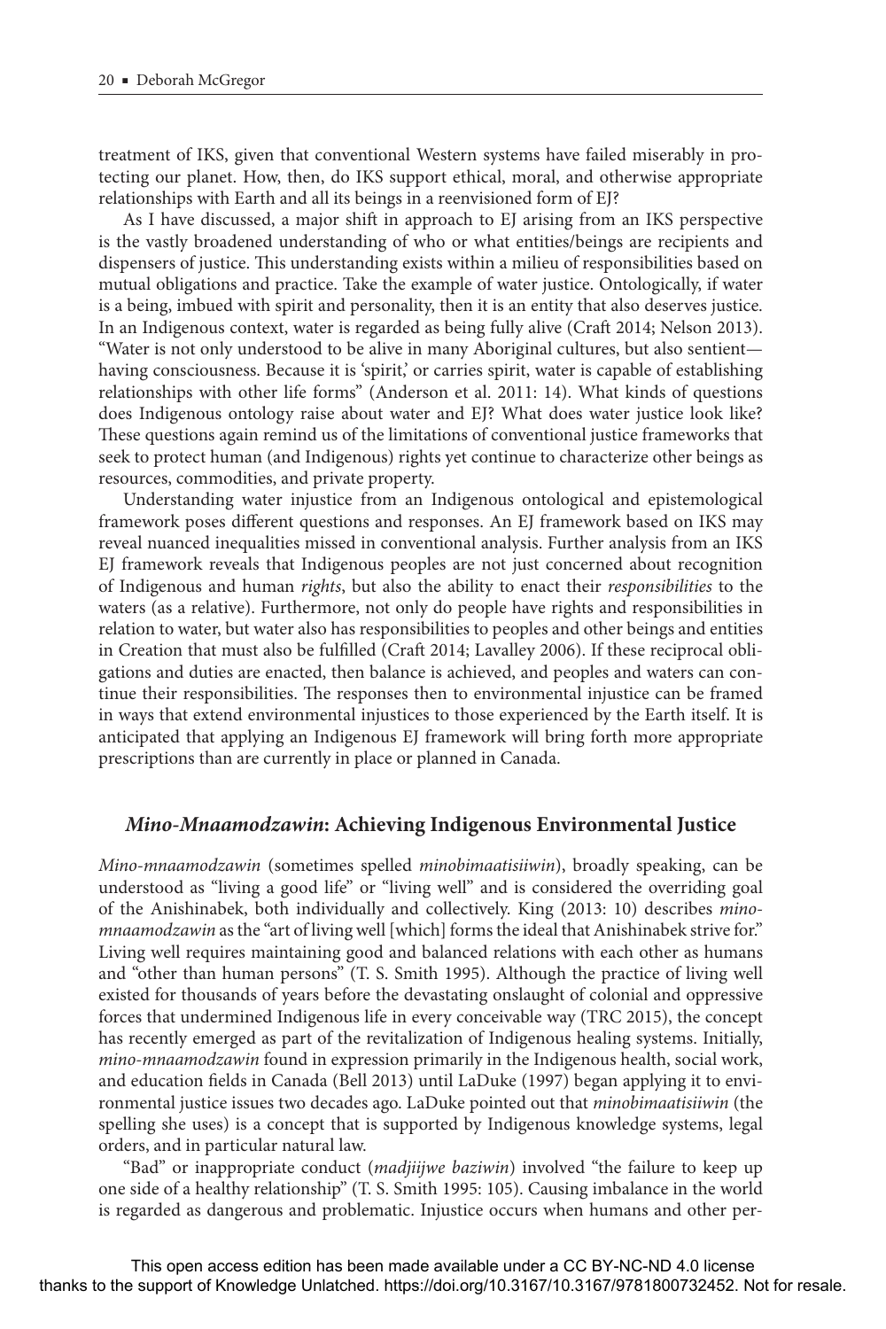treatment of IKS, given that conventional Western systems have failed miserably in protecting our planet. How, then, do IKS support ethical, moral, and otherwise appropriate relationships with Earth and all its beings in a reenvisioned form of EJ?

As I have discussed, a major shift in approach to EJ arising from an IKS perspective is the vastly broadened understanding of who or what entities/beings are recipients and dispensers of justice. This understanding exists within a milieu of responsibilities based on mutual obligations and practice. Take the example of water justice. Ontologically, if water is a being, imbued with spirit and personality, then it is an entity that also deserves justice. In an Indigenous context, water is regarded as being fully alive (Craft 2014; Nelson 2013). "Water is not only understood to be alive in many Aboriginal cultures, but also sentient—having consciousness. Because it is 'spirit,' or carries spirit, water is capable of establishing relationships with other life forms" (Anderson et al. 2011: 14). What kinds of questions does Indigenous ontology raise about water and EJ? What does water justice look like? These questions again remind us of the limitations of conventional justice frameworks that seek to protect human (and Indigenous) rights yet continue to characterize other beings as resources, commodities, and private property.

Understanding water injustice from an Indigenous ontological and epistemological framework poses different questions and responses. An EJ framework based on IKS may reveal nuanced inequalities missed in conventional analysis. Further analysis from an IKS EJ framework reveals that Indigenous peoples are not just concerned about recognition of Indigenous and human *rights*, but also the ability to enact their *responsibilities* to the waters (as a relative). Furthermore, not only do people have rights and responsibilities in relation to water, but water also has responsibilities to peoples and other beings and entities in Creation that must also be fulfilled (Craft 2014; Lavalley 2006). If these reciprocal obligations and duties are enacted, then balance is achieved, and peoples and waters can continue their responsibilities. The responses then to environmental injustice can be framed in ways that extend environmental injustices to those experienced by the Earth itself. It is anticipated that applying an Indigenous EJ framework will bring forth more appropriate prescriptions than are currently in place or planned in Canada.

## *Mino-Mnaamodzawin*: Achieving Indigenous Environmental Justice

*Mino-mnaamodzawin* (sometimes spelled *minobimaatisiiwin*), broadly speaking, can be understood as "living a good life" or "living well" and is considered the overriding goal of the Anishinabek, both individually and collectively. King (2013: 10) describes *mino-mnaamodzawin* as the "art of living well [which] forms the ideal that Anishinabek strive for." Living well requires maintaining good and balanced relations with each other as humans and "other than human persons" (T. S. Smith 1995). Although the practice of living well existed for thousands of years before the devastating onslaught of colonial and oppressive forces that undermined Indigenous life in every conceivable way (TRC 2015), the concept has recently emerged as part of the revitalization of Indigenous healing systems. Initially, *mino-mnaamodzawin* found in expression primarily in the Indigenous health, social work, and education fields in Canada (Bell 2013) until LaDuke (1997) began applying it to environmental justice issues two decades ago. LaDuke pointed out that *minobimaatisiiwin* (the spelling she uses) is a concept that is supported by Indigenous knowledge systems, legal orders, and in particular natural law.

"Bad" or inappropriate conduct (*madjiijwe baziwin*) involved "the failure to keep up one side of a healthy relationship" (T. S. Smith 1995: 105). Causing imbalance in the world is regarded as dangerous and problematic. Injustice occurs when humans and other per-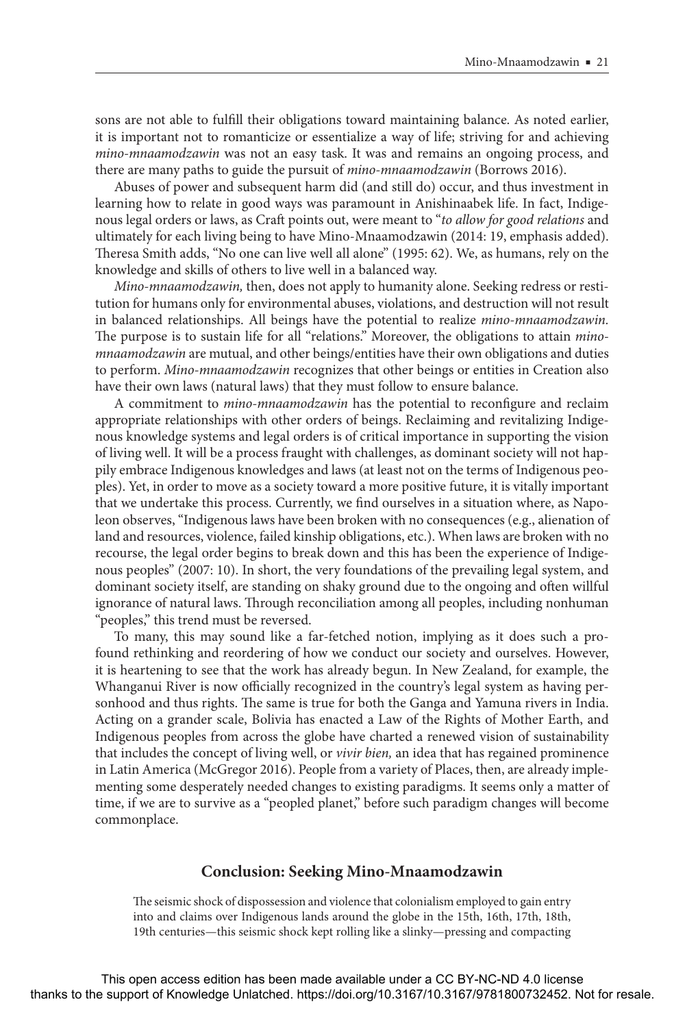sons are not able to fulfill their obligations toward maintaining balance. As noted earlier, it is important not to romanticize or essentialize a way of life; striving for and achieving *mino-mnaamodzawin* was not an easy task. It was and remains an ongoing process, and there are many paths to guide the pursuit of *mino-mnaamodzawin* (Borrows 2016).

Abuses of power and subsequent harm did (and still do) occur, and thus investment in learning how to relate in good ways was paramount in Anishinaabek life. In fact, Indigenous legal orders or laws, as Craft points out, were meant to "*to allow for good relations* and ultimately for each living being to have Mino-Mnaamodzawin (2014: 19, emphasis added). Theresa Smith adds, "No one can live well all alone" (1995: 62). We, as humans, rely on the knowledge and skills of others to live well in a balanced way.

*Mino-mnaamodzawin,* then, does not apply to humanity alone. Seeking redress or restitution for humans only for environmental abuses, violations, and destruction will not result in balanced relationships. All beings have the potential to realize *mino-mnaamodzawin.* The purpose is to sustain life for all "relations." Moreover, the obligations to attain *mino-mnaamodzawin* are mutual, and other beings/entities have their own obligations and duties to perform. *Mino-mnaamodzawin* recognizes that other beings or entities in Creation also have their own laws (natural laws) that they must follow to ensure balance.

A commitment to *mino-mnaamodzawin* has the potential to reconfigure and reclaim appropriate relationships with other orders of beings. Reclaiming and revitalizing Indigenous knowledge systems and legal orders is of critical importance in supporting the vision of living well. It will be a process fraught with challenges, as dominant society will not happily embrace Indigenous knowledges and laws (at least not on the terms of Indigenous peoples). Yet, in order to move as a society toward a more positive future, it is vitally important that we undertake this process. Currently, we find ourselves in a situation where, as Napoleon observes, "Indigenous laws have been broken with no consequences (e.g., alienation of land and resources, violence, failed kinship obligations, etc.). When laws are broken with no recourse, the legal order begins to break down and this has been the experience of Indigenous peoples" (2007: 10). In short, the very foundations of the prevailing legal system, and dominant society itself, are standing on shaky ground due to the ongoing and often willful ignorance of natural laws. Through reconciliation among all peoples, including nonhuman "peoples," this trend must be reversed.

To many, this may sound like a far-fetched notion, implying as it does such a profound rethinking and reordering of how we conduct our society and ourselves. However, it is heartening to see that the work has already begun. In New Zealand, for example, the Whanganui River is now officially recognized in the country's legal system as having personhood and thus rights. The same is true for both the Ganga and Yamuna rivers in India. Acting on a grander scale, Bolivia has enacted a Law of the Rights of Mother Earth, and Indigenous peoples from across the globe have charted a renewed vision of sustainability that includes the concept of living well, or *vivir bien,* an idea that has regained prominence in Latin America (McGregor 2016). People from a variety of Places, then, are already implementing some desperately needed changes to existing paradigms. It seems only a matter of time, if we are to survive as a "peopled planet," before such paradigm changes will become commonplace.

## Conclusion: Seeking Mino-Mnaamodzawin

> The seismic shock of dispossession and violence that colonialism employed to gain entry into and claims over Indigenous lands around the globe in the 15th, 16th, 17th, 18th, 19th centuries—this seismic shock kept rolling like a slinky—pressing and compacting

This open access edition has been made available under a CC BY-NC-ND 4.0 license thanks to the support of Knowledge Unlatched. https://doi.org/10.3167/10.3167/9781800732452. Not for resale.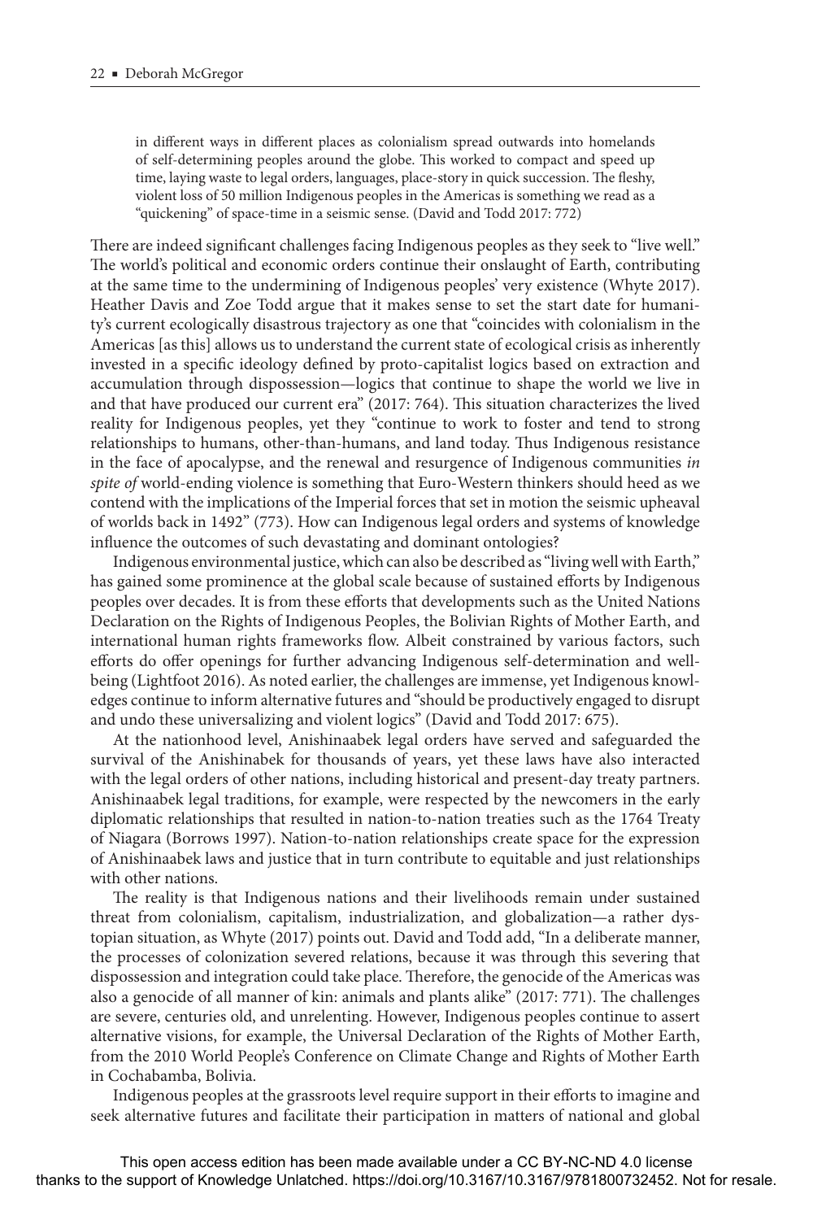> in different ways in different places as colonialism spread outwards into homelands of self-determining peoples around the globe. This worked to compact and speed up time, laying waste to legal orders, languages, place-story in quick succession. The fleshy, violent loss of 50 million Indigenous peoples in the Americas is something we read as a "quickening" of space-time in a seismic sense. (David and Todd 2017: 772)

There are indeed significant challenges facing Indigenous peoples as they seek to "live well." The world's political and economic orders continue their onslaught of Earth, contributing at the same time to the undermining of Indigenous peoples' very existence (Whyte 2017). Heather Davis and Zoe Todd argue that it makes sense to set the start date for humanity's current ecologically disastrous trajectory as one that "coincides with colonialism in the Americas [as this] allows us to understand the current state of ecological crisis as inherently invested in a specific ideology defined by proto-capitalist logics based on extraction and accumulation through dispossession—logics that continue to shape the world we live in and that have produced our current era" (2017: 764). This situation characterizes the lived reality for Indigenous peoples, yet they "continue to work to foster and tend to strong relationships to humans, other-than-humans, and land today. Thus Indigenous resistance in the face of apocalypse, and the renewal and resurgence of Indigenous communities *in spite of* world-ending violence is something that Euro-Western thinkers should heed as we contend with the implications of the Imperial forces that set in motion the seismic upheaval of worlds back in 1492" (773). How can Indigenous legal orders and systems of knowledge influence the outcomes of such devastating and dominant ontologies?

Indigenous environmental justice, which can also be described as "living well with Earth," has gained some prominence at the global scale because of sustained efforts by Indigenous peoples over decades. It is from these efforts that developments such as the United Nations Declaration on the Rights of Indigenous Peoples, the Bolivian Rights of Mother Earth, and international human rights frameworks flow. Albeit constrained by various factors, such efforts do offer openings for further advancing Indigenous self-determination and well-being (Lightfoot 2016). As noted earlier, the challenges are immense, yet Indigenous knowledges continue to inform alternative futures and "should be productively engaged to disrupt and undo these universalizing and violent logics" (David and Todd 2017: 675).

At the nationhood level, Anishinaabek legal orders have served and safeguarded the survival of the Anishinabek for thousands of years, yet these laws have also interacted with the legal orders of other nations, including historical and present-day treaty partners. Anishinaabek legal traditions, for example, were respected by the newcomers in the early diplomatic relationships that resulted in nation-to-nation treaties such as the 1764 Treaty of Niagara (Borrows 1997). Nation-to-nation relationships create space for the expression of Anishinaabek laws and justice that in turn contribute to equitable and just relationships with other nations.

The reality is that Indigenous nations and their livelihoods remain under sustained threat from colonialism, capitalism, industrialization, and globalization—a rather dystopian situation, as Whyte (2017) points out. David and Todd add, "In a deliberate manner, the processes of colonization severed relations, because it was through this severing that dispossession and integration could take place. Therefore, the genocide of the Americas was also a genocide of all manner of kin: animals and plants alike" (2017: 771). The challenges are severe, centuries old, and unrelenting. However, Indigenous peoples continue to assert alternative visions, for example, the Universal Declaration of the Rights of Mother Earth, from the 2010 World People's Conference on Climate Change and Rights of Mother Earth in Cochabamba, Bolivia.

Indigenous peoples at the grassroots level require support in their efforts to imagine and seek alternative futures and facilitate their participation in matters of national and global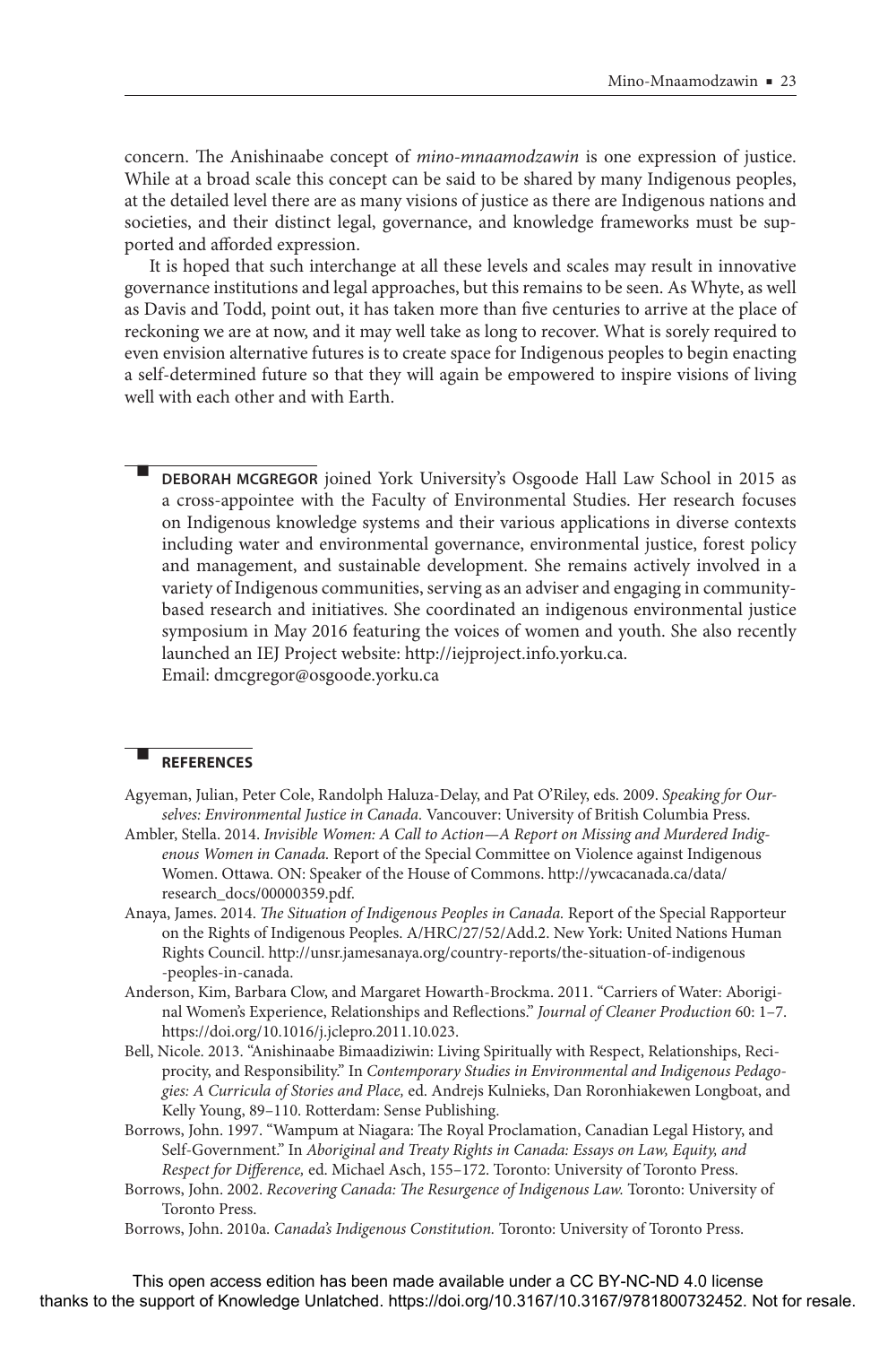concern. The Anishinaabe concept of *mino-mnaamodzawin* is one expression of justice. While at a broad scale this concept can be said to be shared by many Indigenous peoples, at the detailed level there are as many visions of justice as there are Indigenous nations and societies, and their distinct legal, governance, and knowledge frameworks must be supported and afforded expression.

It is hoped that such interchange at all these levels and scales may result in innovative governance institutions and legal approaches, but this remains to be seen. As Whyte, as well as Davis and Todd, point out, it has taken more than five centuries to arrive at the place of reckoning we are at now, and it may well take as long to recover. What is sorely required to even envision alternative futures is to create space for Indigenous peoples to begin enacting a self-determined future so that they will again be empowered to inspire visions of living well with each other and with Earth.

**DEBORAH MCGREGOR** joined York University's Osgoode Hall Law School in 2015 as a cross-appointee with the Faculty of Environmental Studies. Her research focuses on Indigenous knowledge systems and their various applications in diverse contexts including water and environmental governance, environmental justice, forest policy and management, and sustainable development. She remains actively involved in a variety of Indigenous communities, serving as an adviser and engaging in community-based research and initiatives. She coordinated an indigenous environmental justice symposium in May 2016 featuring the voices of women and youth. She also recently launched an IEJ Project website: http://iejproject.info.yorku.ca.
Email: dmcgregor@osgoode.yorku.ca

## REFERENCES

Agyeman, Julian, Peter Cole, Randolph Haluza-Delay, and Pat O'Riley, eds. 2009. *Speaking for Ourselves: Environmental Justice in Canada.* Vancouver: University of British Columbia Press.

Ambler, Stella. 2014. *Invisible Women: A Call to Action—A Report on Missing and Murdered Indigenous Women in Canada.* Report of the Special Committee on Violence against Indigenous Women. Ottawa. ON: Speaker of the House of Commons. http://ywcacanada.ca/data/research_docs/00000359.pdf.

Anaya, James. 2014. *The Situation of Indigenous Peoples in Canada.* Report of the Special Rapporteur on the Rights of Indigenous Peoples. A/HRC/27/52/Add.2. New York: United Nations Human Rights Council. http://unsr.jamesanaya.org/country-reports/the-situation-of-indigenous-peoples-in-canada.

Anderson, Kim, Barbara Clow, and Margaret Howarth-Brockma. 2011. "Carriers of Water: Aboriginal Women's Experience, Relationships and Reflections." *Journal of Cleaner Production* 60: 1–7. https://doi.org/10.1016/j.jclepro.2011.10.023.

Bell, Nicole. 2013. "Anishinaabe Bimaadiziwin: Living Spiritually with Respect, Relationships, Reciprocity, and Responsibility." In *Contemporary Studies in Environmental and Indigenous Pedagogies: A Curricula of Stories and Place,* ed. Andrejs Kulnieks, Dan Roronhiakewen Longboat, and Kelly Young, 89–110. Rotterdam: Sense Publishing.

Borrows, John. 1997. "Wampum at Niagara: The Royal Proclamation, Canadian Legal History, and Self-Government." In *Aboriginal and Treaty Rights in Canada: Essays on Law, Equity, and Respect for Difference,* ed. Michael Asch, 155–172. Toronto: University of Toronto Press.

Borrows, John. 2002. *Recovering Canada: The Resurgence of Indigenous Law.* Toronto: University of Toronto Press.

Borrows, John. 2010a. *Canada's Indigenous Constitution.* Toronto: University of Toronto Press.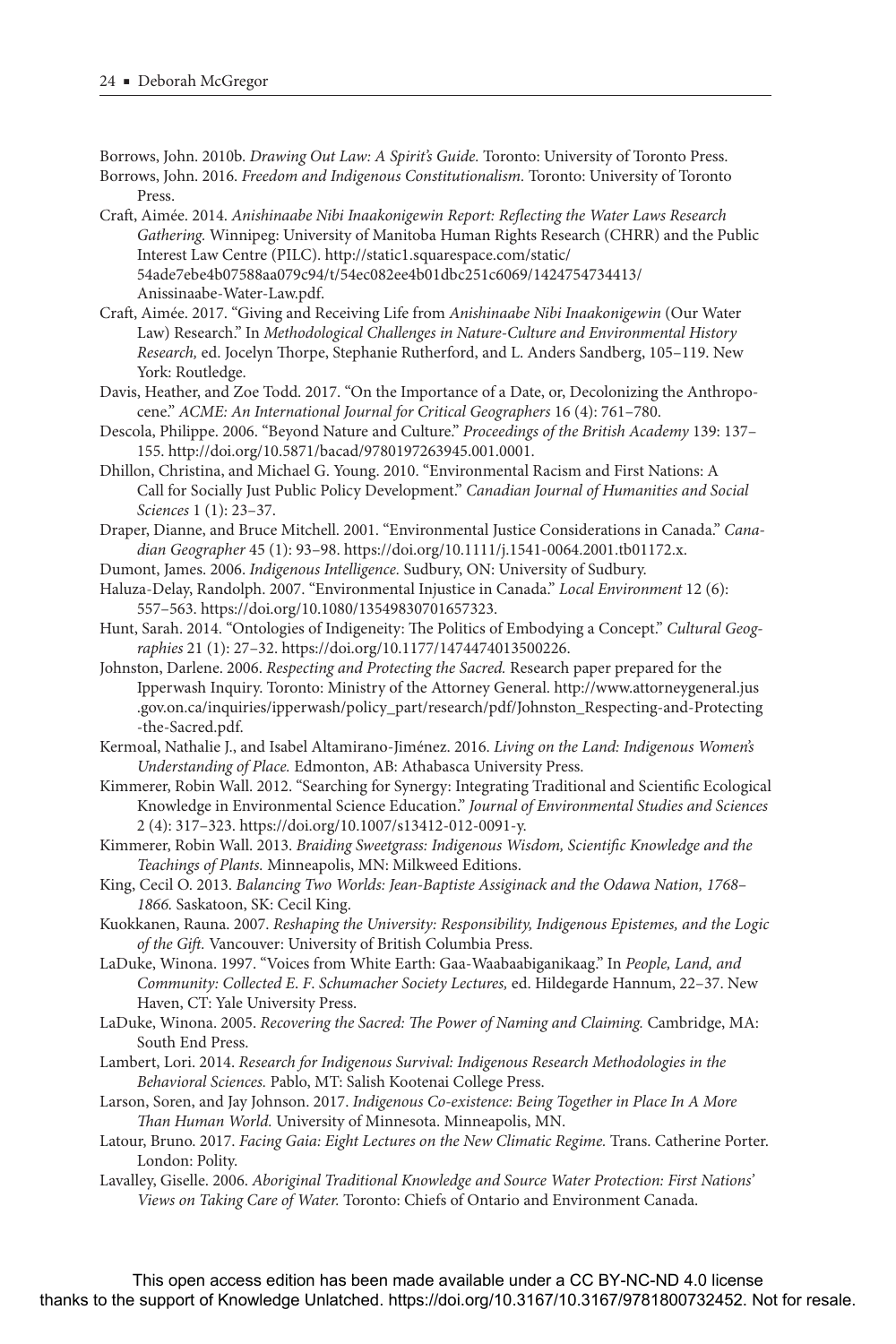Borrows, John. 2010b. *Drawing Out Law: A Spirit's Guide.* Toronto: University of Toronto Press.

Borrows, John. 2016. *Freedom and Indigenous Constitutionalism.* Toronto: University of Toronto Press.

Craft, Aimée. 2014. *Anishinaabe Nibi Inaakonigewin Report: Reflecting the Water Laws Research Gathering.* Winnipeg: University of Manitoba Human Rights Research (CHRR) and the Public Interest Law Centre (PILC). http://static1.squarespace.com/static/54ade7ebe4b07588aa079c94/t/54ec082ee4b01dbc251c6069/1424754734413/Anissinaabe-Water-Law.pdf.

Craft, Aimée. 2017. "Giving and Receiving Life from *Anishinaabe Nibi Inaakonigewin* (Our Water Law) Research." In *Methodological Challenges in Nature-Culture and Environmental History Research,* ed. Jocelyn Thorpe, Stephanie Rutherford, and L. Anders Sandberg, 105–119. New York: Routledge.

Davis, Heather, and Zoe Todd. 2017. "On the Importance of a Date, or, Decolonizing the Anthropocene." *ACME: An International Journal for Critical Geographers* 16 (4): 761–780.

Descola, Philippe. 2006. "Beyond Nature and Culture." *Proceedings of the British Academy* 139: 137–155. http://doi.org/10.5871/bacad/9780197263945.001.0001.

Dhillon, Christina, and Michael G. Young. 2010. "Environmental Racism and First Nations: A Call for Socially Just Public Policy Development." *Canadian Journal of Humanities and Social Sciences* 1 (1): 23–37.

Draper, Dianne, and Bruce Mitchell. 2001. "Environmental Justice Considerations in Canada." *Canadian Geographer* 45 (1): 93–98. https://doi.org/10.1111/j.1541-0064.2001.tb01172.x.

Dumont, James. 2006. *Indigenous Intelligence.* Sudbury, ON: University of Sudbury.

Haluza-Delay, Randolph. 2007. "Environmental Injustice in Canada." *Local Environment* 12 (6): 557–563. https://doi.org/10.1080/13549830701657323.

Hunt, Sarah. 2014. "Ontologies of Indigeneity: The Politics of Embodying a Concept." *Cultural Geographies* 21 (1): 27–32. https://doi.org/10.1177/1474474013500226.

Johnston, Darlene. 2006. *Respecting and Protecting the Sacred.* Research paper prepared for the Ipperwash Inquiry. Toronto: Ministry of the Attorney General. http://www.attorneygeneral.jus.gov.on.ca/inquiries/ipperwash/policy_part/research/pdf/Johnston_Respecting-and-Protecting-the-Sacred.pdf.

Kermoal, Nathalie J., and Isabel Altamirano-Jiménez. 2016. *Living on the Land: Indigenous Women's Understanding of Place.* Edmonton, AB: Athabasca University Press.

Kimmerer, Robin Wall. 2012. "Searching for Synergy: Integrating Traditional and Scientific Ecological Knowledge in Environmental Science Education." *Journal of Environmental Studies and Sciences* 2 (4): 317–323. https://doi.org/10.1007/s13412-012-0091-y.

Kimmerer, Robin Wall. 2013. *Braiding Sweetgrass: Indigenous Wisdom, Scientific Knowledge and the Teachings of Plants.* Minneapolis, MN: Milkweed Editions.

King, Cecil O. 2013. *Balancing Two Worlds: Jean-Baptiste Assiginack and the Odawa Nation, 1768–1866.* Saskatoon, SK: Cecil King.

Kuokkanen, Rauna. 2007. *Reshaping the University: Responsibility, Indigenous Epistemes, and the Logic of the Gift.* Vancouver: University of British Columbia Press.

LaDuke, Winona. 1997. "Voices from White Earth: Gaa-Waabaabiganikaag." In *People, Land, and Community: Collected E. F. Schumacher Society Lectures,* ed. Hildegarde Hannum, 22–37. New Haven, CT: Yale University Press.

LaDuke, Winona. 2005. *Recovering the Sacred: The Power of Naming and Claiming.* Cambridge, MA: South End Press.

Lambert, Lori. 2014. *Research for Indigenous Survival: Indigenous Research Methodologies in the Behavioral Sciences.* Pablo, MT: Salish Kootenai College Press.

Larson, Soren, and Jay Johnson. 2017. *Indigenous Co-existence: Being Together in Place In A More Than Human World.* University of Minnesota. Minneapolis, MN.

Latour, Bruno. 2017. *Facing Gaia: Eight Lectures on the New Climatic Regime.* Trans. Catherine Porter. London: Polity.

Lavalley, Giselle. 2006. *Aboriginal Traditional Knowledge and Source Water Protection: First Nations' Views on Taking Care of Water.* Toronto: Chiefs of Ontario and Environment Canada.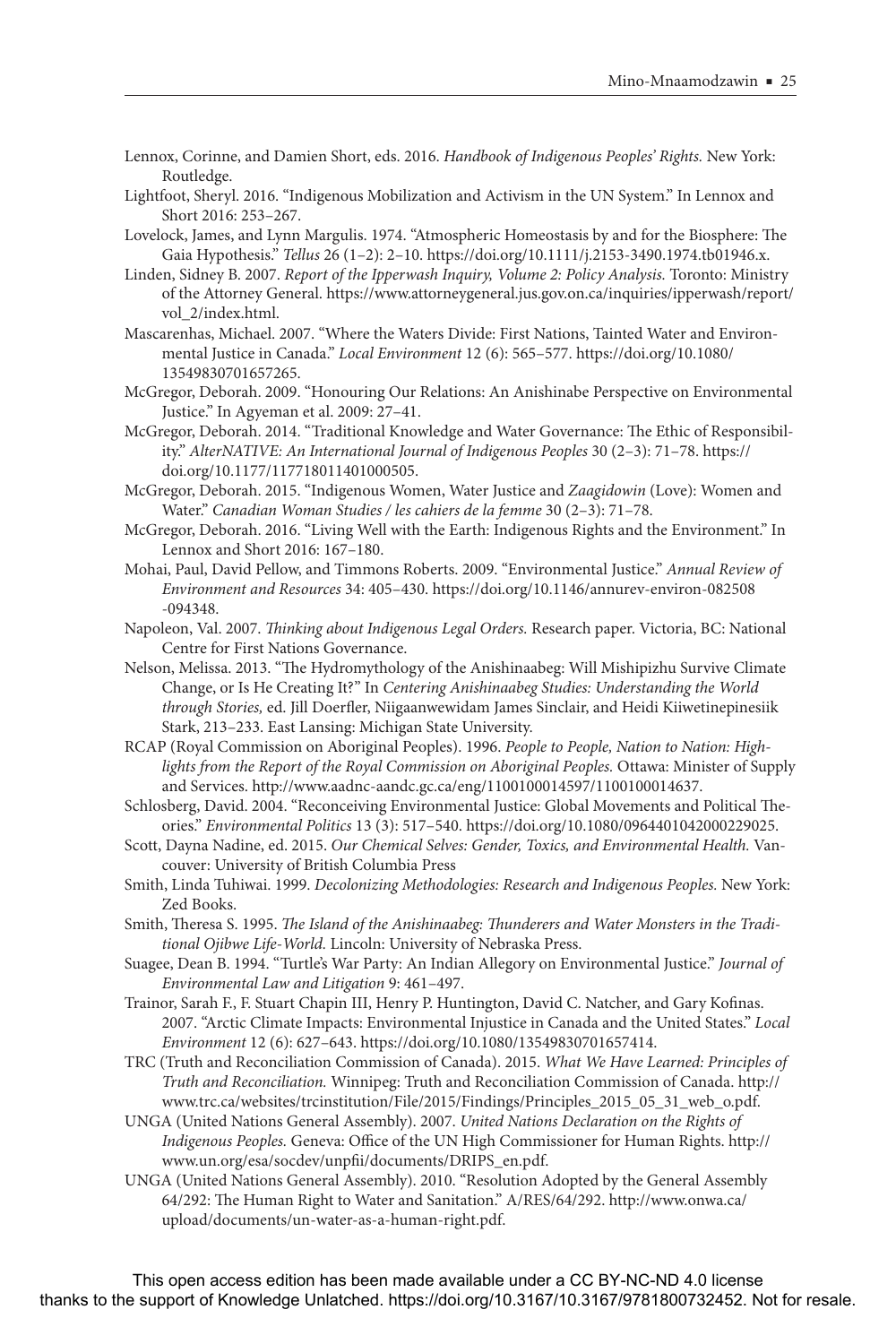Lennox, Corinne, and Damien Short, eds. 2016. *Handbook of Indigenous Peoples' Rights.* New York: Routledge.

Lightfoot, Sheryl. 2016. "Indigenous Mobilization and Activism in the UN System." In Lennox and Short 2016: 253–267.

Lovelock, James, and Lynn Margulis. 1974. "Atmospheric Homeostasis by and for the Biosphere: The Gaia Hypothesis." *Tellus* 26 (1–2): 2–10. https://doi.org/10.1111/j.2153-3490.1974.tb01946.x.

Linden, Sidney B. 2007. *Report of the Ipperwash Inquiry, Volume 2: Policy Analysis.* Toronto: Ministry of the Attorney General. https://www.attorneygeneral.jus.gov.on.ca/inquiries/ipperwash/report/vol_2/index.html.

Mascarenhas, Michael. 2007. "Where the Waters Divide: First Nations, Tainted Water and Environmental Justice in Canada." *Local Environment* 12 (6): 565–577. https://doi.org/10.1080/13549830701657265.

McGregor, Deborah. 2009. "Honouring Our Relations: An Anishinabe Perspective on Environmental Justice." In Agyeman et al. 2009: 27–41.

McGregor, Deborah. 2014. "Traditional Knowledge and Water Governance: The Ethic of Responsibility." *AlterNATIVE: An International Journal of Indigenous Peoples* 30 (2–3): 71–78. https://doi.org/10.1177/117718011401000505.

McGregor, Deborah. 2015. "Indigenous Women, Water Justice and *Zaagidowin* (Love): Women and Water." *Canadian Woman Studies / les cahiers de la femme* 30 (2–3): 71–78.

McGregor, Deborah. 2016. "Living Well with the Earth: Indigenous Rights and the Environment." In Lennox and Short 2016: 167–180.

Mohai, Paul, David Pellow, and Timmons Roberts. 2009. "Environmental Justice." *Annual Review of Environment and Resources* 34: 405–430. https://doi.org/10.1146/annurev-environ-082508-094348.

Napoleon, Val. 2007. *Thinking about Indigenous Legal Orders.* Research paper. Victoria, BC: National Centre for First Nations Governance.

Nelson, Melissa. 2013. "The Hydromythology of the Anishinaabeg: Will Mishipizhu Survive Climate Change, or Is He Creating It?" In *Centering Anishinaabeg Studies: Understanding the World through Stories,* ed. Jill Doerfler, Niigaanwewidam James Sinclair, and Heidi Kiiwetinepinesiik Stark, 213–233. East Lansing: Michigan State University.

RCAP (Royal Commission on Aboriginal Peoples). 1996. *People to People, Nation to Nation: Highlights from the Report of the Royal Commission on Aboriginal Peoples.* Ottawa: Minister of Supply and Services. http://www.aadnc-aandc.gc.ca/eng/1100100014597/1100100014637.

Schlosberg, David. 2004. "Reconceiving Environmental Justice: Global Movements and Political Theories." *Environmental Politics* 13 (3): 517–540. https://doi.org/10.1080/0964401042000229025.

Scott, Dayna Nadine, ed. 2015. *Our Chemical Selves: Gender, Toxics, and Environmental Health.* Vancouver: University of British Columbia Press

Smith, Linda Tuhiwai. 1999. *Decolonizing Methodologies: Research and Indigenous Peoples.* New York: Zed Books.

Smith, Theresa S. 1995. *The Island of the Anishinaabeg: Thunderers and Water Monsters in the Traditional Ojibwe Life-World.* Lincoln: University of Nebraska Press.

Suagee, Dean B. 1994. "Turtle's War Party: An Indian Allegory on Environmental Justice." *Journal of Environmental Law and Litigation* 9: 461–497.

Trainor, Sarah F., F. Stuart Chapin III, Henry P. Huntington, David C. Natcher, and Gary Kofinas. 2007. "Arctic Climate Impacts: Environmental Injustice in Canada and the United States." *Local Environment* 12 (6): 627–643. https://doi.org/10.1080/13549830701657414.

TRC (Truth and Reconciliation Commission of Canada). 2015. *What We Have Learned: Principles of Truth and Reconciliation.* Winnipeg: Truth and Reconciliation Commission of Canada. http://www.trc.ca/websites/trcinstitution/File/2015/Findings/Principles_2015_05_31_web_o.pdf.

UNGA (United Nations General Assembly). 2007. *United Nations Declaration on the Rights of Indigenous Peoples.* Geneva: Office of the UN High Commissioner for Human Rights. http://www.un.org/esa/socdev/unpfii/documents/DRIPS_en.pdf.

UNGA (United Nations General Assembly). 2010. "Resolution Adopted by the General Assembly 64/292: The Human Right to Water and Sanitation." A/RES/64/292. http://www.onwa.ca/upload/documents/un-water-as-a-human-right.pdf.

This open access edition has been made available under a CC BY-NC-ND 4.0 license thanks to the support of Knowledge Unlatched. https://doi.org/10.3167/10.3167/9781800732452. Not for resale.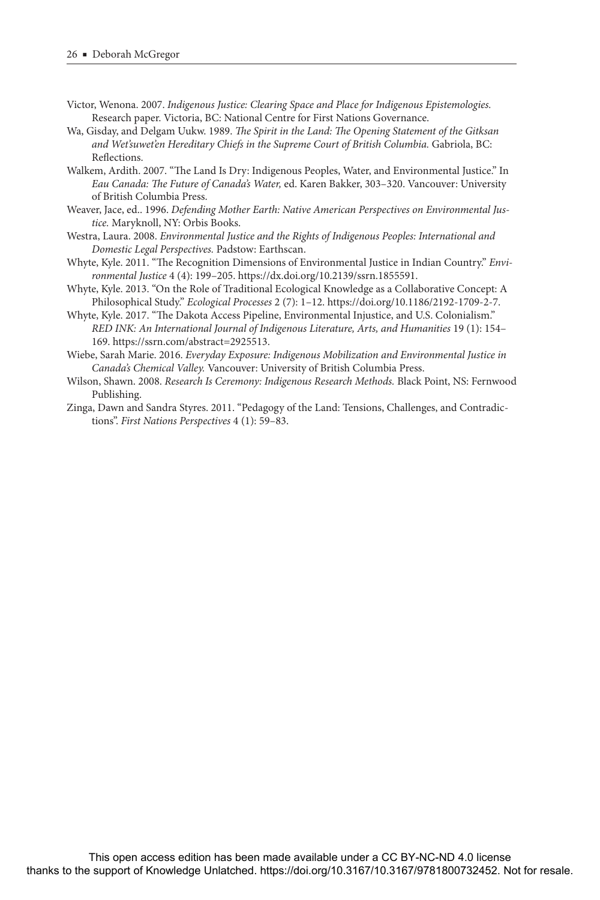Victor, Wenona. 2007. *Indigenous Justice: Clearing Space and Place for Indigenous Epistemologies.* Research paper. Victoria, BC: National Centre for First Nations Governance.

Wa, Gisday, and Delgam Uukw. 1989. *The Spirit in the Land: The Opening Statement of the Gitksan and Wet'suwet'en Hereditary Chiefs in the Supreme Court of British Columbia.* Gabriola, BC: Reflections.

Walkem, Ardith. 2007. "The Land Is Dry: Indigenous Peoples, Water, and Environmental Justice." In *Eau Canada: The Future of Canada's Water,* ed. Karen Bakker, 303–320. Vancouver: University of British Columbia Press.

Weaver, Jace, ed.. 1996. *Defending Mother Earth: Native American Perspectives on Environmental Justice.* Maryknoll, NY: Orbis Books.

Westra, Laura. 2008. *Environmental Justice and the Rights of Indigenous Peoples: International and Domestic Legal Perspectives.* Padstow: Earthscan.

Whyte, Kyle. 2011. "The Recognition Dimensions of Environmental Justice in Indian Country." *Environmental Justice* 4 (4): 199–205. https://dx.doi.org/10.2139/ssrn.1855591.

Whyte, Kyle. 2013. "On the Role of Traditional Ecological Knowledge as a Collaborative Concept: A Philosophical Study." *Ecological Processes* 2 (7): 1–12. https://doi.org/10.1186/2192-1709-2-7.

Whyte, Kyle. 2017. "The Dakota Access Pipeline, Environmental Injustice, and U.S. Colonialism." *RED INK: An International Journal of Indigenous Literature, Arts, and Humanities* 19 (1): 154–169. https://ssrn.com/abstract=2925513.

Wiebe, Sarah Marie. 2016. *Everyday Exposure: Indigenous Mobilization and Environmental Justice in Canada's Chemical Valley.* Vancouver: University of British Columbia Press.

Wilson, Shawn. 2008. *Research Is Ceremony: Indigenous Research Methods.* Black Point, NS: Fernwood Publishing.

Zinga, Dawn and Sandra Styres. 2011. "Pedagogy of the Land: Tensions, Challenges, and Contradictions". *First Nations Perspectives* 4 (1): 59–83.

This open access edition has been made available under a CC BY-NC-ND 4.0 license thanks to the support of Knowledge Unlatched. https://doi.org/10.3167/10.3167/9781800732452. Not for resale.